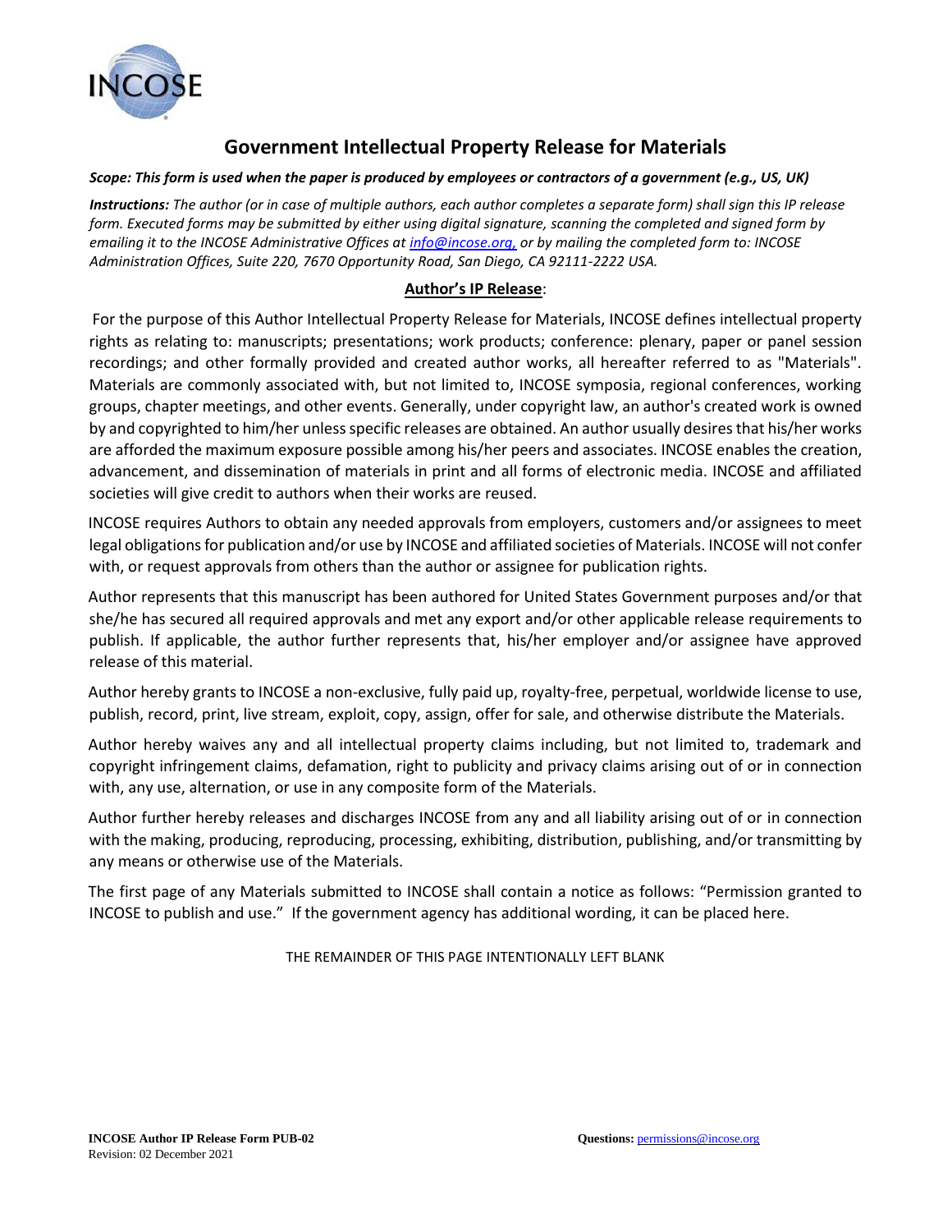# Government Intellectual Property Release for Materials

***Scope: This form is used when the paper is produced by employees or contractors of a government (e.g., US, UK)***

***Instructions:*** *The author (or in case of multiple authors, each author completes a separate form) shall sign this IP release form. Executed forms may be submitted by either using digital signature, scanning the completed and signed form by emailing it to the INCOSE Administrative Offices at info@incose.org, or by mailing the completed form to: INCOSE Administration Offices, Suite 220, 7670 Opportunity Road, San Diego, CA 92111-2222 USA.*

**Author's IP Release**:

For the purpose of this Author Intellectual Property Release for Materials, INCOSE defines intellectual property rights as relating to: manuscripts; presentations; work products; conference: plenary, paper or panel session recordings; and other formally provided and created author works, all hereafter referred to as "Materials". Materials are commonly associated with, but not limited to, INCOSE symposia, regional conferences, working groups, chapter meetings, and other events. Generally, under copyright law, an author's created work is owned by and copyrighted to him/her unless specific releases are obtained. An author usually desires that his/her works are afforded the maximum exposure possible among his/her peers and associates. INCOSE enables the creation, advancement, and dissemination of materials in print and all forms of electronic media. INCOSE and affiliated societies will give credit to authors when their works are reused.

INCOSE requires Authors to obtain any needed approvals from employers, customers and/or assignees to meet legal obligations for publication and/or use by INCOSE and affiliated societies of Materials. INCOSE will not confer with, or request approvals from others than the author or assignee for publication rights.

Author represents that this manuscript has been authored for United States Government purposes and/or that she/he has secured all required approvals and met any export and/or other applicable release requirements to publish. If applicable, the author further represents that, his/her employer and/or assignee have approved release of this material.

Author hereby grants to INCOSE a non-exclusive, fully paid up, royalty-free, perpetual, worldwide license to use, publish, record, print, live stream, exploit, copy, assign, offer for sale, and otherwise distribute the Materials.

Author hereby waives any and all intellectual property claims including, but not limited to, trademark and copyright infringement claims, defamation, right to publicity and privacy claims arising out of or in connection with, any use, alternation, or use in any composite form of the Materials.

Author further hereby releases and discharges INCOSE from any and all liability arising out of or in connection with the making, producing, reproducing, processing, exhibiting, distribution, publishing, and/or transmitting by any means or otherwise use of the Materials.

The first page of any Materials submitted to INCOSE shall contain a notice as follows: "Permission granted to INCOSE to publish and use." If the government agency has additional wording, it can be placed here.

THE REMAINDER OF THIS PAGE INTENTIONALLY LEFT BLANK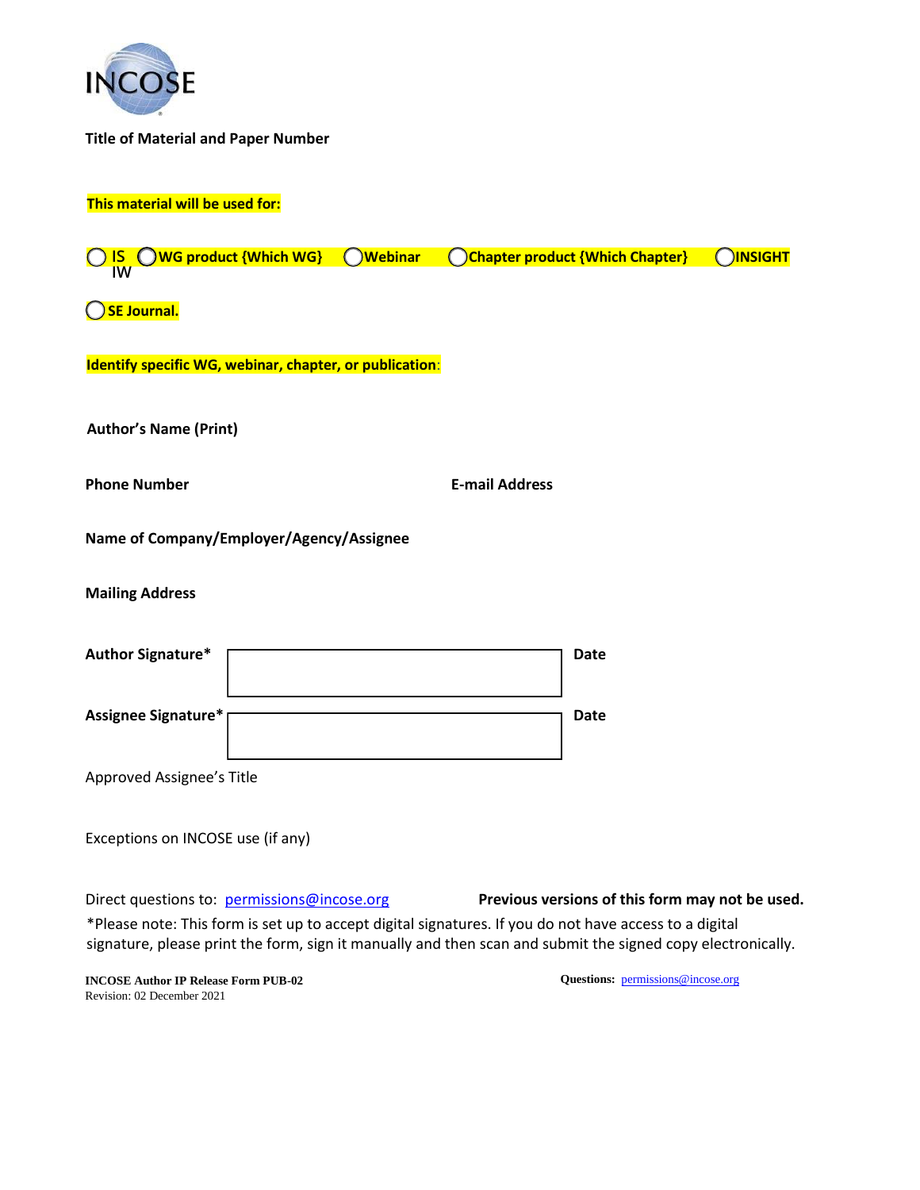INCOSE

**Title of Material and Paper Number**

**This material will be used for:**

◯ IS IW ◯ **WG product {Which WG}** ◯ **Webinar** ◯ **Chapter product {Which Chapter}** ◯ **INSIGHT**

◯ **SE Journal.**

**Identify specific WG, webinar, chapter, or publication**:

**Author's Name (Print)**

**Phone Number** **E-mail Address**

**Name of Company/Employer/Agency/Assignee**

**Mailing Address**

**Author Signature*** **Date**

**Assignee Signature*** **Date**

Approved Assignee's Title

Exceptions on INCOSE use (if any)

Direct questions to: permissions@incose.org **Previous versions of this form may not be used.**

*Please note: This form is set up to accept digital signatures. If you do not have access to a digital signature, please print the form, sign it manually and then scan and submit the signed copy electronically.

**INCOSE Author IP Release Form PUB-02**
Revision: 02 December 2021

**Questions:** permissions@incose.org